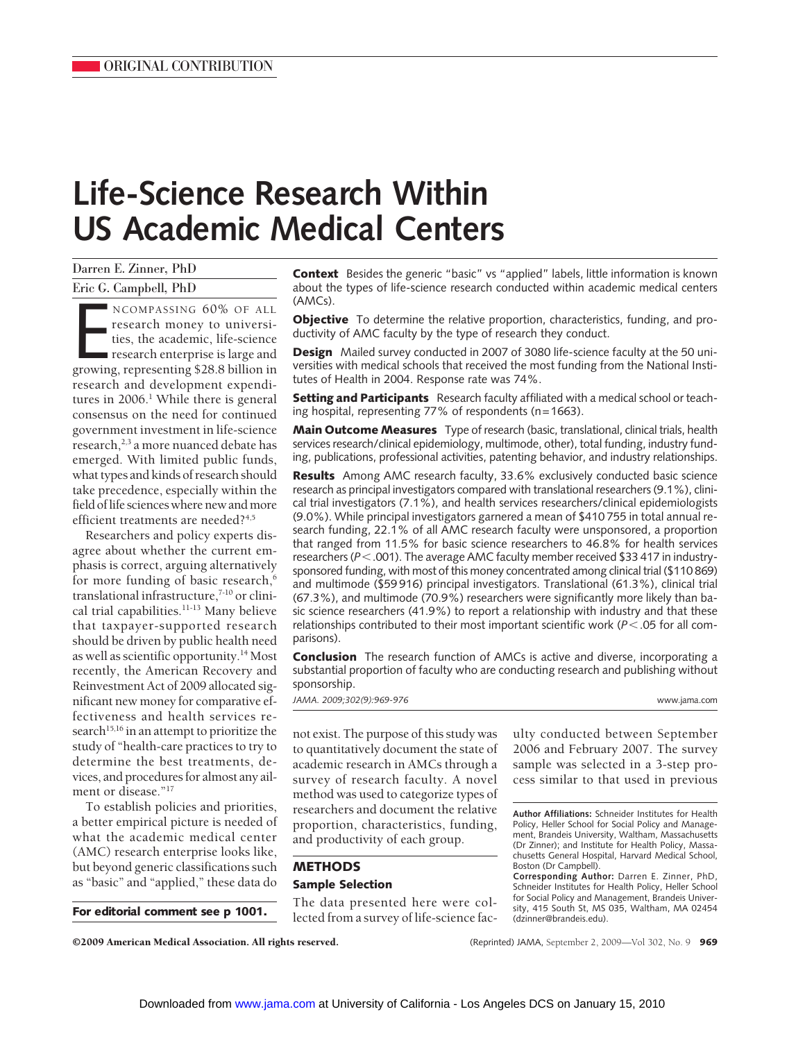ORIGINAL CONTRIBUTION

# Life-Science Research Within US Academic Medical Centers

Darren E. Zinner, PhD

Eric G. Campbell, PhD

**Context** Besides the generic "basic" vs "applied" labels, little information is known about the types of life-science research conducted within academic medical centers (AMCs).

**Objective** To determine the relative proportion, characteristics, funding, and productivity of AMC faculty by the type of research they conduct.

**Design** Mailed survey conducted in 2007 of 3080 life-science faculty at the 50 universities with medical schools that received the most funding from the National Institutes of Health in 2004. Response rate was 74%.

**Setting and Participants** Research faculty affiliated with a medical school or teaching hospital, representing 77% of respondents (n=1663).

**Main Outcome Measures** Type of research (basic, translational, clinical trials, health services research/clinical epidemiology, multimode, other), total funding, industry funding, publications, professional activities, patenting behavior, and industry relationships.

**Results** Among AMC research faculty, 33.6% exclusively conducted basic science research as principal investigators compared with translational researchers (9.1%), clinical trial investigators (7.1%), and health services researchers/clinical epidemiologists (9.0%). While principal investigators garnered a mean of \$410 755 in total annual research funding, 22.1% of all AMC research faculty were unsponsored, a proportion that ranged from 11.5% for basic science researchers to 46.8% for health services researchers ($P < .001$). The average AMC faculty member received \$33 417 in industry-sponsored funding, with most of this money concentrated among clinical trial (\$110 869) and multimode (\$59 916) principal investigators. Translational (61.3%), clinical trial (67.3%), and multimode (70.9%) researchers were significantly more likely than basic science researchers (41.9%) to report a relationship with industry and that these relationships contributed to their most important scientific work ($P < .05$ for all comparisons).

**Conclusion** The research function of AMCs is active and diverse, incorporating a substantial proportion of faculty who are conducting research and publishing without sponsorship.

*JAMA. 2009;302(9):969-976* www.jama.com

Encompassing 60% of all research money to universities, the academic, life-science research enterprise is large and growing, representing \$28.8 billion in research and development expenditures in 2006.[1] While there is general consensus on the need for continued government investment in life-science research,[2,3] a more nuanced debate has emerged. With limited public funds, what types and kinds of research should take precedence, especially within the field of life sciences where new and more efficient treatments are needed?[4,5]

Researchers and policy experts disagree about whether the current emphasis is correct, arguing alternatively for more funding of basic research,[6] translational infrastructure,[7-10] or clinical trial capabilities.[11-13] Many believe that taxpayer-supported research should be driven by public health need as well as scientific opportunity.[14] Most recently, the American Recovery and Reinvestment Act of 2009 allocated significant new money for comparative effectiveness and health services research[15,16] in an attempt to prioritize the study of "health-care practices to try to determine the best treatments, devices, and procedures for almost any ailment or disease."[17]

To establish policies and priorities, a better empirical picture is needed of what the academic medical center (AMC) research enterprise looks like, but beyond generic classifications such as "basic" and "applied," these data do not exist. The purpose of this study was to quantitatively document the state of academic research in AMCs through a survey of research faculty. A novel method was used to categorize types of researchers and document the relative proportion, characteristics, funding, and productivity of each group.

**For editorial comment see p 1001.**

## METHODS

### Sample Selection

The data presented here were collected from a survey of life-science faculty conducted between September 2006 and February 2007. The survey sample was selected in a 3-step process similar to that used in previous

**Author Affiliations:** Schneider Institutes for Health Policy, Heller School for Social Policy and Management, Brandeis University, Waltham, Massachusetts (Dr Zinner); and Institute for Health Policy, Massachusetts General Hospital, Harvard Medical School, Boston (Dr Campbell).

**Corresponding Author:** Darren E. Zinner, PhD, Schneider Institutes for Health Policy, Heller School for Social Policy and Management, Brandeis University, 415 South St, MS 035, Waltham, MA 02454 (dzinner@brandeis.edu).

©2009 American Medical Association. All rights reserved.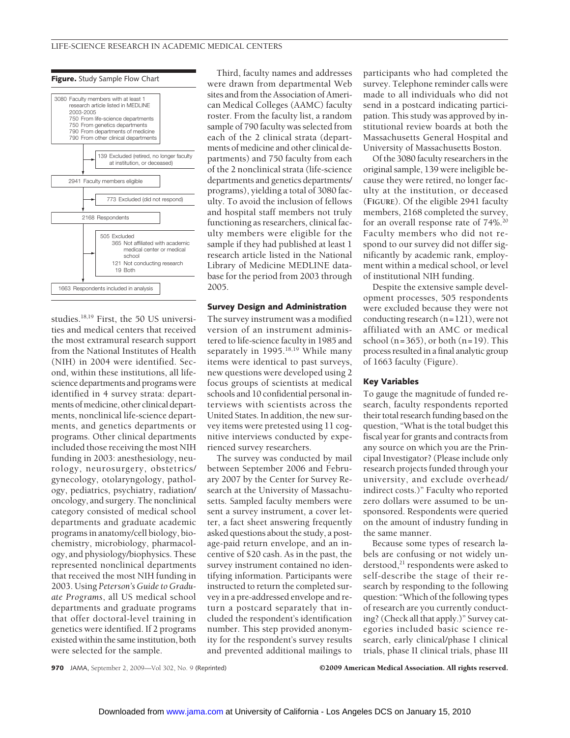**Figure.** Study Sample Flow Chart

```
3080 Faculty members with at least 1 research article listed in MEDLINE 2003-2005
     750 From life-science departments
     750 From genetics departments
     790 From departments of medicine
     790 From other clinical departments
        |
        |--> 139 Excluded (retired, no longer faculty at institution, or deceased)
        v
2941 Faculty members eligible
        |
        |--> 773 Excluded (did not respond)
        v
2168 Respondents
        |
        |--> 505 Excluded
        |        365 Not affiliated with academic medical center or medical school
        |        121 Not conducting research
        |         19 Both
        v
1663 Respondents included in analysis
```

studies.[18,19] First, the 50 US universities and medical centers that received the most extramural research support from the National Institutes of Health (NIH) in 2004 were identified. Second, within these institutions, all life-science departments and programs were identified in 4 survey strata: departments of medicine, other clinical departments, nonclinical life-science departments, and genetics departments or programs. Other clinical departments included those receiving the most NIH funding in 2003: anesthesiology, neurology, neurosurgery, obstetrics/gynecology, otolaryngology, pathology, pediatrics, psychiatry, radiation/oncology, and surgery. The nonclinical category consisted of medical school departments and graduate academic programs in anatomy/cell biology, biochemistry, microbiology, pharmacology, and physiology/biophysics. These represented nonclinical departments that received the most NIH funding in 2003. Using *Peterson's Guide to Graduate Programs*, all US medical school departments and graduate programs that offer doctoral-level training in genetics were identified. If 2 programs existed within the same institution, both were selected for the sample.

Third, faculty names and addresses were drawn from departmental Web sites and from the Association of American Medical Colleges (AAMC) faculty roster. From the faculty list, a random sample of 790 faculty was selected from each of the 2 clinical strata (departments of medicine and other clinical departments) and 750 faculty from each of the 2 nonclinical strata (life-science departments and genetics departments/programs), yielding a total of 3080 faculty. To avoid the inclusion of fellows and hospital staff members not truly functioning as researchers, clinical faculty members were eligible for the sample if they had published at least 1 research article listed in the National Library of Medicine MEDLINE database for the period from 2003 through 2005.

### Survey Design and Administration

The survey instrument was a modified version of an instrument administered to life-science faculty in 1985 and separately in 1995.[18,19] While many items were identical to past surveys, new questions were developed using 2 focus groups of scientists at medical schools and 10 confidential personal interviews with scientists across the United States. In addition, the new survey items were pretested using 11 cognitive interviews conducted by experienced survey researchers.

The survey was conducted by mail between September 2006 and February 2007 by the Center for Survey Research at the University of Massachusetts. Sampled faculty members were sent a survey instrument, a cover letter, a fact sheet answering frequently asked questions about the study, a postage-paid return envelope, and an incentive of $20 cash. As in the past, the survey instrument contained no identifying information. Participants were instructed to return the completed survey in a pre-addressed envelope and return a postcard separately that included the respondent's identification number. This step provided anonymity for the respondent's survey results and prevented additional mailings to participants who had completed the survey. Telephone reminder calls were made to all individuals who did not send in a postcard indicating participation. This study was approved by institutional review boards at both the Massachusetts General Hospital and University of Massachusetts Boston.

Of the 3080 faculty researchers in the original sample, 139 were ineligible because they were retired, no longer faculty at the institution, or deceased (**FIGURE**). Of the eligible 2941 faculty members, 2168 completed the survey, for an overall response rate of 74%.[20] Faculty members who did not respond to our survey did not differ significantly by academic rank, employment within a medical school, or level of institutional NIH funding.

Despite the extensive sample development processes, 505 respondents were excluded because they were not conducting research (n=121), were not affiliated with an AMC or medical school (n=365), or both (n=19). This process resulted in a final analytic group of 1663 faculty (Figure).

### Key Variables

To gauge the magnitude of funded research, faculty respondents reported their total research funding based on the question, "What is the total budget this fiscal year for grants and contracts from any source on which you are the Principal Investigator? (Please include only research projects funded through your university, and exclude overhead/indirect costs.)" Faculty who reported zero dollars were assumed to be unsponsored. Respondents were queried on the amount of industry funding in the same manner.

Because some types of research labels are confusing or not widely understood,[21] respondents were asked to self-describe the stage of their research by responding to the following question: "Which of the following types of research are you currently conducting? (Check all that apply.)" Survey categories included basic science research, early clinical/phase I clinical trials, phase II clinical trials, phase III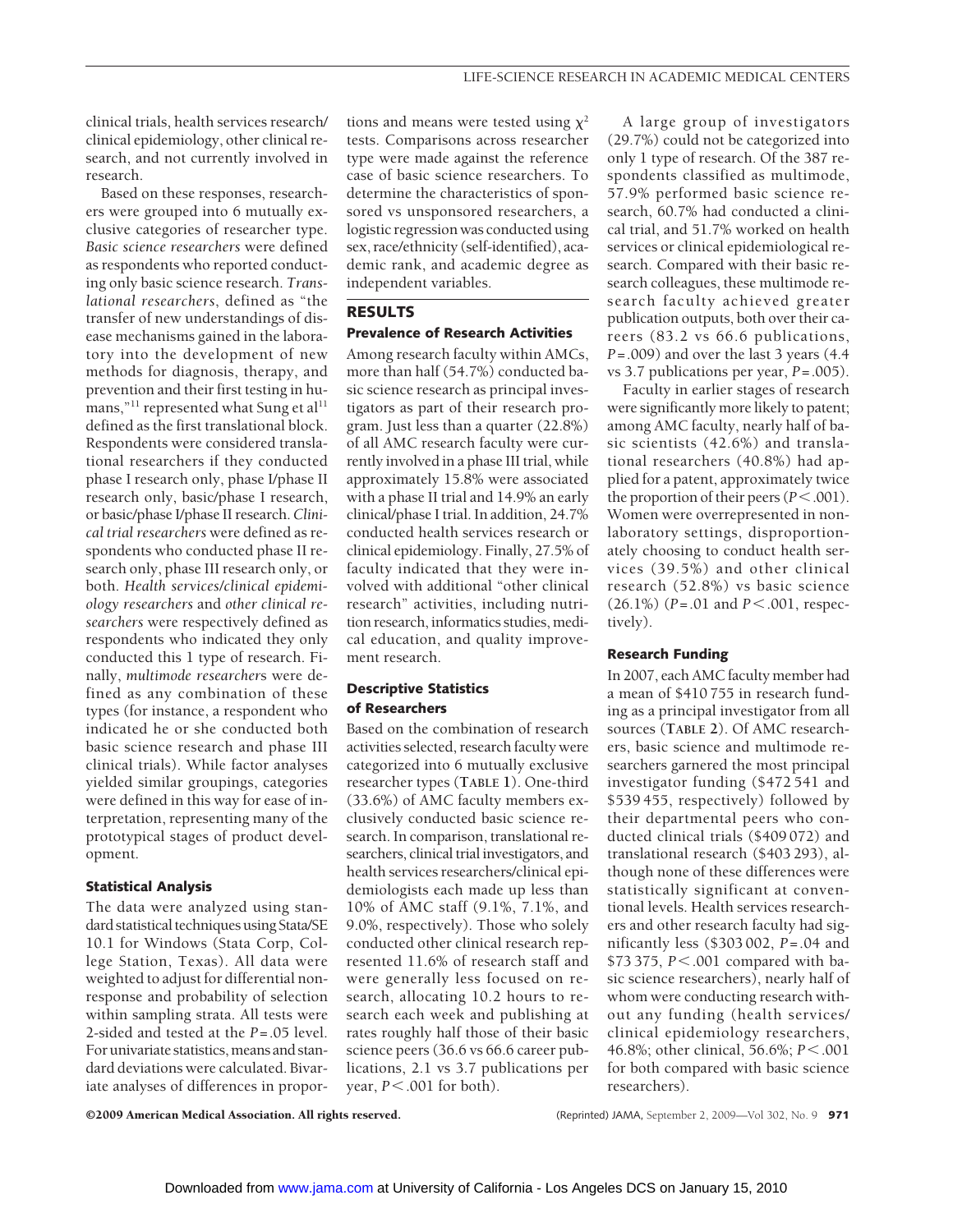clinical trials, health services research/clinical epidemiology, other clinical research, and not currently involved in research.

Based on these responses, researchers were grouped into 6 mutually exclusive categories of researcher type. *Basic science researchers* were defined as respondents who reported conducting only basic science research. *Translational researchers*, defined as "the transfer of new understandings of disease mechanisms gained in the laboratory into the development of new methods for diagnosis, therapy, and prevention and their first testing in humans,"[11] represented what Sung et al[11] defined as the first translational block. Respondents were considered translational researchers if they conducted phase I research only, phase I/phase II research only, basic/phase I research, or basic/phase I/phase II research. *Clinical trial researchers* were defined as respondents who conducted phase II research only, phase III research only, or both. *Health services/clinical epidemiology researchers* and *other clinical researchers* were respectively defined as respondents who indicated they only conducted this 1 type of research. Finally, *multimode researchers* were defined as any combination of these types (for instance, a respondent who indicated he or she conducted both basic science research and phase III clinical trials). While factor analyses yielded similar groupings, categories were defined in this way for ease of interpretation, representing many of the prototypical stages of product development.

### Statistical Analysis

The data were analyzed using standard statistical techniques using Stata/SE 10.1 for Windows (Stata Corp, College Station, Texas). All data were weighted to adjust for differential nonresponse and probability of selection within sampling strata. All tests were 2-sided and tested at the $P = .05$ level. For univariate statistics, means and standard deviations were calculated. Bivariate analyses of differences in proportions and means were tested using $\chi^2$ tests. Comparisons across researcher type were made against the reference case of basic science researchers. To determine the characteristics of sponsored vs unsponsored researchers, a logistic regression was conducted using sex, race/ethnicity (self-identified), academic rank, and academic degree as independent variables.

## RESULTS

### Prevalence of Research Activities

Among research faculty within AMCs, more than half (54.7%) conducted basic science research as principal investigators as part of their research program. Just less than a quarter (22.8%) of all AMC research faculty were currently involved in a phase III trial, while approximately 15.8% were associated with a phase II trial and 14.9% an early clinical/phase I trial. In addition, 24.7% conducted health services research or clinical epidemiology. Finally, 27.5% of faculty indicated that they were involved with additional "other clinical research" activities, including nutrition research, informatics studies, medical education, and quality improvement research.

### Descriptive Statistics of Researchers

Based on the combination of research activities selected, research faculty were categorized into 6 mutually exclusive researcher types (**TABLE 1**). One-third (33.6%) of AMC faculty members exclusively conducted basic science research. In comparison, translational researchers, clinical trial investigators, and health services researchers/clinical epidemiologists each made up less than 10% of AMC staff (9.1%, 7.1%, and 9.0%, respectively). Those who solely conducted other clinical research represented 11.6% of research staff and were generally less focused on research, allocating 10.2 hours to research each week and publishing at rates roughly half those of their basic science peers (36.6 vs 66.6 career publications, 2.1 vs 3.7 publications per year, $P < .001$ for both).

A large group of investigators (29.7%) could not be categorized into only 1 type of research. Of the 387 respondents classified as multimode, 57.9% performed basic science research, 60.7% had conducted a clinical trial, and 51.7% worked on health services or clinical epidemiological research. Compared with their basic research faculty colleagues, these multimode research faculty achieved greater publication outputs, both over their careers (83.2 vs 66.6 publications, $P = .009$) and over the last 3 years (4.4 vs 3.7 publications per year, $P = .005$).

Faculty in earlier stages of research were significantly more likely to patent; among AMC faculty, nearly half of basic scientists (42.6%) and translational researchers (40.8%) had applied for a patent, approximately twice the proportion of their peers ($P < .001$). Women were overrepresented in nonlaboratory settings, disproportionately choosing to conduct health services (39.5%) and other clinical research (52.8%) vs basic science (26.1%) ($P = .01$ and $P < .001$, respectively).

### Research Funding

In 2007, each AMC faculty member had a mean of \$410 755 in research funding as a principal investigator from all sources (**TABLE 2**). Of AMC researchers, basic science and multimode researchers garnered the most principal investigator funding (\$472 541 and \$539 455, respectively) followed by their departmental peers who conducted clinical trials (\$409 072) and translational research (\$403 293), although none of these differences were statistically significant at conventional levels. Health services researchers and other research faculty had significantly less (\$303 002, $P = .04$ and \$73 375, $P < .001$ compared with basic science researchers), nearly half of whom were conducting research without any funding (health services/clinical epidemiology researchers, 46.8%; other clinical, 56.6%; $P < .001$ for both compared with basic science researchers).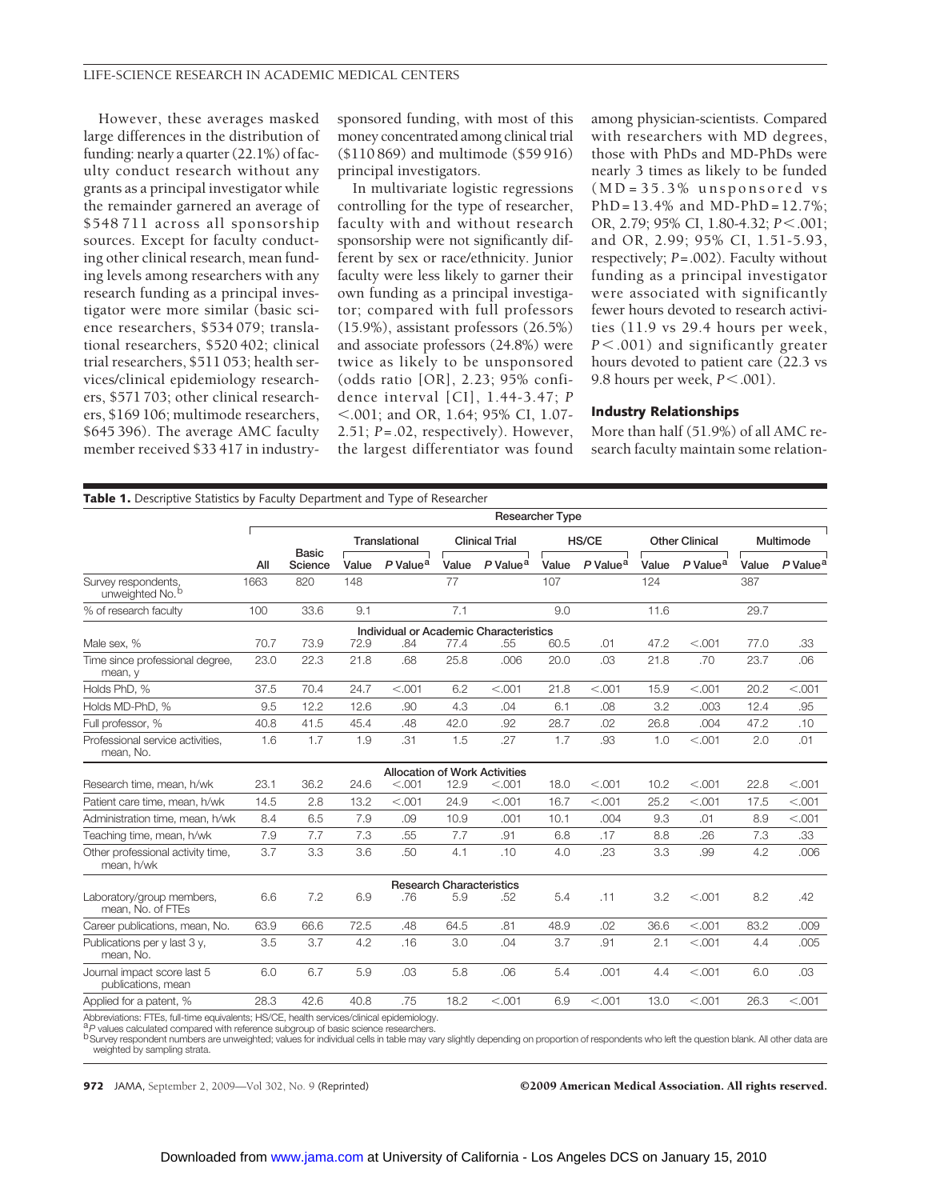However, these averages masked large differences in the distribution of funding: nearly a quarter (22.1%) of faculty conduct research without any grants as a principal investigator while the remainder garnered an average of $548 711 across all sponsorship sources. Except for faculty conducting other clinical research, mean funding levels among researchers with any research funding as a principal investigator were more similar (basic science researchers, $534 079; translational researchers, $520 402; clinical trial researchers, $511 053; health services/clinical epidemiology researchers, $571 703; other clinical researchers, $169 106; multimode researchers, $645 396). The average AMC faculty member received $33 417 in industry-sponsored funding, with most of this money concentrated among clinical trial ($110 869) and multimode ($59 916) principal investigators.

In multivariate logistic regressions controlling for the type of researcher, faculty with and without research sponsorship were not significantly different by sex or race/ethnicity. Junior faculty were less likely to garner their own funding as a principal investigator; compared with full professors (15.9%), assistant professors (26.5%) and associate professors (24.8%) were twice as likely to be unsponsored (odds ratio [OR], 2.23; 95% confidence interval [CI], 1.44-3.47; $P<.001$; and OR, 1.64; 95% CI, 1.07-2.51; $P=.02$, respectively). However, the largest differentiator was found among physician-scientists. Compared with researchers with MD degrees, those with PhDs and MD-PhDs were nearly 3 times as likely to be funded (MD = 35.3% unsponsored vs PhD = 13.4% and MD-PhD = 12.7%; OR, 2.79; 95% CI, 1.80-4.32; $P<.001$; and OR, 2.99; 95% CI, 1.51-5.93, respectively; $P=.002$). Faculty without funding as a principal investigator were associated with significantly fewer hours devoted to research activities (11.9 vs 29.4 hours per week, $P<.001$) and significantly greater hours devoted to patient care (22.3 vs 9.8 hours per week, $P<.001$).

### Industry Relationships

More than half (51.9%) of all AMC research faculty maintain some relation-

**Table 1.** Descriptive Statistics by Faculty Department and Type of Researcher

| | | Researcher Type | | | | | | | | | | |
|---|---|---|---|---|---|---|---|---|---|---|---|---|
| | | | Translational | | Clinical Trial | | HS/CE | | Other Clinical | | Multimode | |
| | All | Basic Science | Value | P Value[a] | Value | P Value[a] | Value | P Value[a] | Value | P Value[a] | Value | P Value[a] |
| Survey respondents, unweighted No.[b] | 1663 | 820 | 148 | | 77 | | 107 | | 124 | | 387 | |
| % of research faculty | 100 | 33.6 | 9.1 | | 7.1 | | 9.0 | | 11.6 | | 29.7 | |
| **Individual or Academic Characteristics** | | | | | | | | | | | | |
| Male sex, % | 70.7 | 73.9 | 72.9 | .84 | 77.4 | .55 | 60.5 | .01 | 47.2 | <.001 | 77.0 | .33 |
| Time since professional degree, mean, y | 23.0 | 22.3 | 21.8 | .68 | 25.8 | .006 | 20.0 | .03 | 21.8 | .70 | 23.7 | .06 |
| Holds PhD, % | 37.5 | 70.4 | 24.7 | <.001 | 6.2 | <.001 | 21.8 | <.001 | 15.9 | <.001 | 20.2 | <.001 |
| Holds MD-PhD, % | 9.5 | 12.2 | 12.6 | .90 | 4.3 | .04 | 6.1 | .08 | 3.2 | .003 | 12.4 | .95 |
| Full professor, % | 40.8 | 41.5 | 45.4 | .48 | 42.0 | .92 | 28.7 | .02 | 26.8 | .004 | 47.2 | .10 |
| Professional service activities, mean, No. | 1.6 | 1.7 | 1.9 | .31 | 1.5 | .27 | 1.7 | .93 | 1.0 | <.001 | 2.0 | .01 |
| **Allocation of Work Activities** | | | | | | | | | | | | |
| Research time, mean, h/wk | 23.1 | 36.2 | 24.6 | <.001 | 12.9 | <.001 | 18.0 | <.001 | 10.2 | <.001 | 22.8 | <.001 |
| Patient care time, mean, h/wk | 14.5 | 2.8 | 13.2 | <.001 | 24.9 | <.001 | 16.7 | <.001 | 25.2 | <.001 | 17.5 | <.001 |
| Administration time, mean, h/wk | 8.4 | 6.5 | 7.9 | .09 | 10.9 | .001 | 10.1 | .004 | 9.3 | .01 | 8.9 | <.001 |
| Teaching time, mean, h/wk | 7.9 | 7.7 | 7.3 | .55 | 7.7 | .91 | 6.8 | .17 | 8.8 | .26 | 7.3 | .33 |
| Other professional activity time, mean, h/wk | 3.7 | 3.3 | 3.6 | .50 | 4.1 | .10 | 4.0 | .23 | 3.3 | .99 | 4.2 | .006 |
| **Research Characteristics** | | | | | | | | | | | | |
| Laboratory/group members, mean, No. of FTEs | 6.6 | 7.2 | 6.9 | .76 | 5.9 | .52 | 5.4 | .11 | 3.2 | <.001 | 8.2 | .42 |
| Career publications, mean, No. | 63.9 | 66.6 | 72.5 | .48 | 64.5 | .81 | 48.9 | .02 | 36.6 | <.001 | 83.2 | .009 |
| Publications per y last 3 y, mean, No. | 3.5 | 3.7 | 4.2 | .16 | 3.0 | .04 | 3.7 | .91 | 2.1 | <.001 | 4.4 | .005 |
| Journal impact score last 5 publications, mean | 6.0 | 6.7 | 5.9 | .03 | 5.8 | .06 | 5.4 | .001 | 4.4 | <.001 | 6.0 | .03 |
| Applied for a patent, % | 28.3 | 42.6 | 40.8 | .75 | 18.2 | <.001 | 6.9 | <.001 | 13.0 | <.001 | 26.3 | <.001 |

Abbreviations: FTEs, full-time equivalents; HS/CE, health services/clinical epidemiology.
[a] P values calculated compared with reference subgroup of basic science researchers.
[b] Survey respondent numbers are unweighted; values for individual cells in table may vary slightly depending on proportion of respondents who left the question blank. All other data are weighted by sampling strata.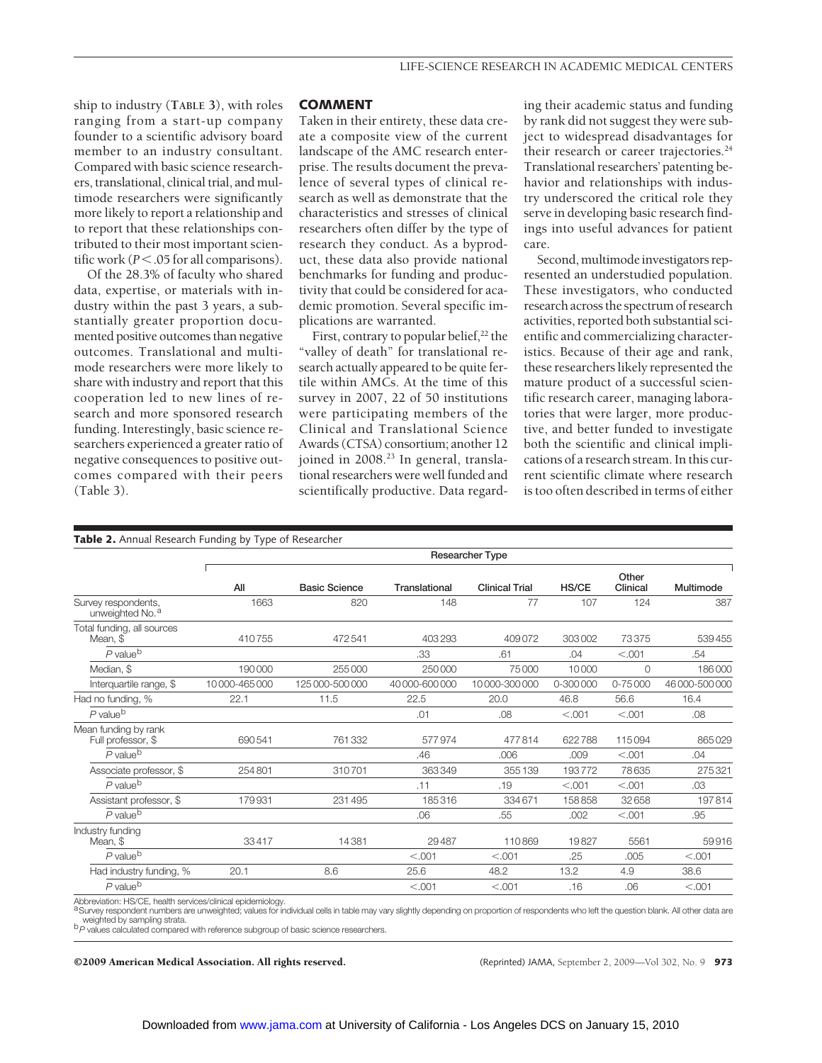ship to industry (**TABLE 3**), with roles ranging from a start-up company founder to a scientific advisory board member to an industry consultant. Compared with basic science researchers, translational, clinical trial, and multimode researchers were significantly more likely to report a relationship and to report that these relationships contributed to their most important scientific work ($P<.05$ for all comparisons).

Of the 28.3% of faculty who shared data, expertise, or materials with industry within the past 3 years, a substantially greater proportion documented positive outcomes than negative outcomes. Translational and multimode researchers were more likely to share with industry and report that this cooperation led to new lines of research and more sponsored research funding. Interestingly, basic science researchers experienced a greater ratio of negative consequences to positive outcomes compared with their peers (Table 3).

## COMMENT

Taken in their entirety, these data create a composite view of the current landscape of the AMC research enterprise. The results document the prevalence of several types of clinical research as well as demonstrate that the characteristics and stresses of clinical researchers often differ by the type of research they conduct. As a byproduct, these data also provide national benchmarks for funding and productivity that could be considered for academic promotion. Several specific implications are warranted.

First, contrary to popular belief,[22] the "valley of death" for translational research actually appeared to be quite fertile within AMCs. At the time of this survey in 2007, 22 of 50 institutions were participating members of the Clinical and Translational Science Awards (CTSA) consortium; another 12 joined in 2008.[23] In general, translational researchers were well funded and scientifically productive. Data regarding their academic status and funding by rank did not suggest they were subject to widespread disadvantages for their research or career trajectories.[24] Translational researchers' patenting behavior and relationships with industry underscored the critical role they serve in developing basic research findings into useful advances for patient care.

Second, multimode investigators represented an understudied population. These investigators, who conducted research across the spectrum of research activities, reported both substantial scientific and commercializing characteristics. Because of their age and rank, these researchers likely represented the mature product of a successful scientific research career, managing laboratories that were larger, more productive, and better funded to investigate both the scientific and clinical implications of a research stream. In this current scientific climate where research is too often described in terms of either

**Table 2.** Annual Research Funding by Type of Researcher

| | | Researcher Type | | | | | |
|---|---|---|---|---|---|---|---|
| | All | Basic Science | Translational | Clinical Trial | HS/CE | Other Clinical | Multimode |
| Survey respondents, unweighted No.[a] | 1663 | 820 | 148 | 77 | 107 | 124 | 387 |
| Total funding, all sources Mean, $ | 410755 | 472541 | 403293 | 409072 | 303002 | 73375 | 539455 |
| *P* value[b] | | | .33 | .61 | .04 | <.001 | .54 |
| Median, $ | 190000 | 255000 | 250000 | 75000 | 10000 | 0 | 186000 |
| Interquartile range, $ | 10000-465000 | 125000-500000 | 40000-600000 | 10000-300000 | 0-300000 | 0-75000 | 46000-500000 |
| Had no funding, % | 22.1 | 11.5 | 22.5 | 20.0 | 46.8 | 56.6 | 16.4 |
| *P* value[b] | | | .01 | .08 | <.001 | <.001 | .08 |
| Mean funding by rank Full professor, $ | 690541 | 761332 | 577974 | 477814 | 622788 | 115094 | 865029 |
| *P* value[b] | | | .46 | .006 | .009 | <.001 | .04 |
| Associate professor, $ | 254801 | 310701 | 363349 | 355139 | 193772 | 78635 | 275321 |
| *P* value[b] | | | .11 | .19 | <.001 | <.001 | .03 |
| Assistant professor, $ | 179931 | 231495 | 185316 | 334671 | 158858 | 32658 | 197814 |
| *P* value[b] | | | .06 | .55 | .002 | <.001 | .95 |
| Industry funding Mean, $ | 33417 | 14381 | 29487 | 110869 | 19827 | 5561 | 59916 |
| *P* value[b] | | | <.001 | <.001 | .25 | .005 | <.001 |
| Had industry funding, % | 20.1 | 8.6 | 25.6 | 48.2 | 13.2 | 4.9 | 38.6 |
| *P* value[b] | | | <.001 | <.001 | .16 | .06 | <.001 |

Abbreviation: HS/CE, health services/clinical epidemiology.
[a] Survey respondent numbers are unweighted; values for individual cells in table may vary slightly depending on proportion of respondents who left the question blank. All other data are weighted by sampling strata.
[b] *P* values calculated compared with reference subgroup of basic science researchers.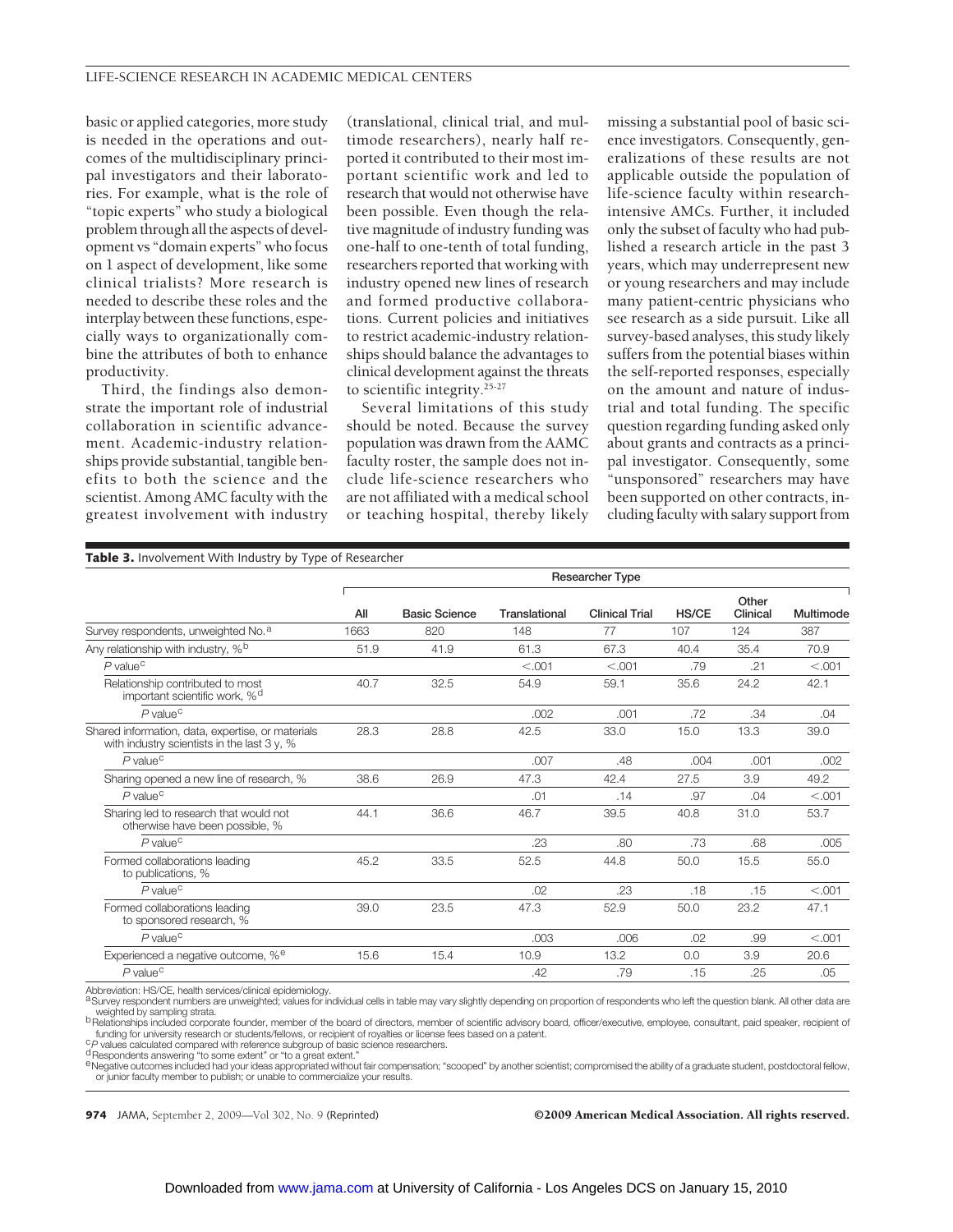basic or applied categories, more study is needed in the operations and outcomes of the multidisciplinary principal investigators and their laboratories. For example, what is the role of "topic experts" who study a biological problem through all the aspects of development vs "domain experts" who focus on 1 aspect of development, like some clinical trialists? More research is needed to describe these roles and the interplay between these functions, especially ways to organizationally combine the attributes of both to enhance productivity.

Third, the findings also demonstrate the important role of industrial collaboration in scientific advancement. Academic-industry relationships provide substantial, tangible benefits to both the science and the scientist. Among AMC faculty with the greatest involvement with industry (translational, clinical trial, and multimode researchers), nearly half reported it contributed to their most important scientific work and led to research that would not otherwise have been possible. Even though the relative magnitude of industry funding was one-half to one-tenth of total funding, researchers reported that working with industry opened new lines of research and formed productive collaborations. Current policies and initiatives to restrict academic-industry relationships should balance the advantages to clinical development against the threats to scientific integrity.[25-27]

Several limitations of this study should be noted. Because the survey population was drawn from the AAMC faculty roster, the sample does not include life-science researchers who are not affiliated with a medical school or teaching hospital, thereby likely missing a substantial pool of basic science investigators. Consequently, generalizations of these results are not applicable outside the population of life-science faculty within research-intensive AMCs. Further, it included only the subset of faculty who had published a research article in the past 3 years, which may underrepresent new or young researchers and may include many patient-centric physicians who see research as a side pursuit. Like all survey-based analyses, this study likely suffers from the potential biases within the self-reported responses, especially on the amount and nature of industrial and total funding. The specific question regarding funding asked only about grants and contracts as a principal investigator. Consequently, some "unsponsored" researchers may have been supported on other contracts, including faculty with salary support from

**Table 3.** Involvement With Industry by Type of Researcher

| | Researcher Type | | | | | | |
|---|---|---|---|---|---|---|---|
| | All | Basic Science | Translational | Clinical Trial | HS/CE | Other Clinical | Multimode |
| Survey respondents, unweighted No.[a] | 1663 | 820 | 148 | 77 | 107 | 124 | 387 |
| Any relationship with industry, %[b] | 51.9 | 41.9 | 61.3 | 67.3 | 40.4 | 35.4 | 70.9 |
| *P* value[c] | | | <.001 | <.001 | .79 | .21 | <.001 |
| Relationship contributed to most important scientific work, %[d] | 40.7 | 32.5 | 54.9 | 59.1 | 35.6 | 24.2 | 42.1 |
| *P* value[c] | | | .002 | .001 | .72 | .34 | .04 |
| Shared information, data, expertise, or materials with industry scientists in the last 3 y, % | 28.3 | 28.8 | 42.5 | 33.0 | 15.0 | 13.3 | 39.0 |
| *P* value[c] | | | .007 | .48 | .004 | .001 | .002 |
| Sharing opened a new line of research, % | 38.6 | 26.9 | 47.3 | 42.4 | 27.5 | 3.9 | 49.2 |
| *P* value[c] | | | .01 | .14 | .97 | .04 | <.001 |
| Sharing led to research that would not otherwise have been possible, % | 44.1 | 36.6 | 46.7 | 39.5 | 40.8 | 31.0 | 53.7 |
| *P* value[c] | | | .23 | .80 | .73 | .68 | .005 |
| Formed collaborations leading to publications, % | 45.2 | 33.5 | 52.5 | 44.8 | 50.0 | 15.5 | 55.0 |
| *P* value[c] | | | .02 | .23 | .18 | .15 | <.001 |
| Formed collaborations leading to sponsored research, % | 39.0 | 23.5 | 47.3 | 52.9 | 50.0 | 23.2 | 47.1 |
| *P* value[c] | | | .003 | .006 | .02 | .99 | <.001 |
| Experienced a negative outcome, %[e] | 15.6 | 15.4 | 10.9 | 13.2 | 0.0 | 3.9 | 20.6 |
| *P* value[c] | | | .42 | .79 | .15 | .25 | .05 |

Abbreviation: HS/CE, health services/clinical epidemiology.
[a] Survey respondent numbers are unweighted; values for individual cells in table may vary slightly depending on proportion of respondents who left the question blank. All other data are weighted by sampling strata.
[b] Relationships included corporate founder, member of the board of directors, member of scientific advisory board, officer/executive, employee, consultant, paid speaker, recipient of funding for university research or students/fellows, or recipient of royalties or license fees based on a patent.
[c] *P* values calculated compared with reference subgroup of basic science researchers.
[d] Respondents answering "to some extent" or "to a great extent."
[e] Negative outcomes included had your ideas appropriated without fair compensation; "scooped" by another scientist; compromised the ability of a graduate student, postdoctoral fellow, or junior faculty member to publish; or unable to commercialize your results.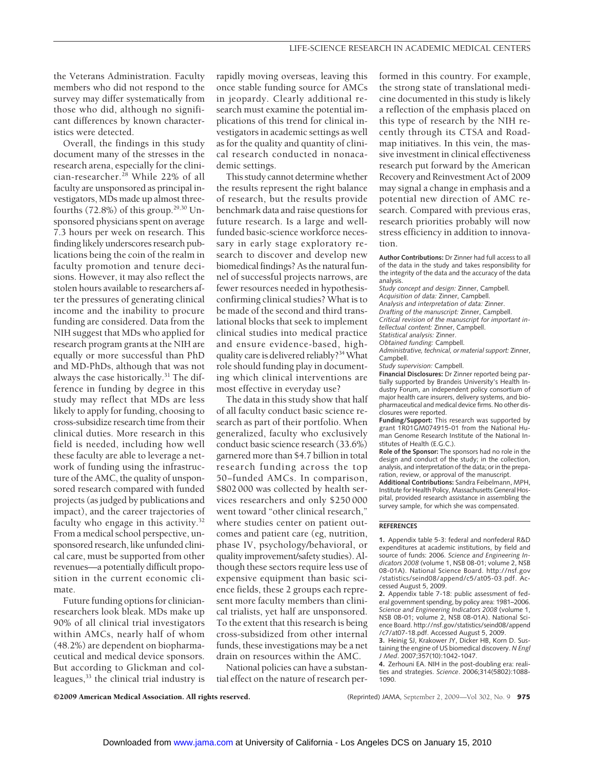the Veterans Administration. Faculty members who did not respond to the survey may differ systematically from those who did, although no significant differences by known characteristics were detected.

Overall, the findings in this study document many of the stresses in the research arena, especially for the clinician-researcher.[28] While 22% of all faculty are unsponsored as principal investigators, MDs made up almost three-fourths (72.8%) of this group.[29,30] Unsponsored physicians spent on average 7.3 hours per week on research. This finding likely underscores research publications being the coin of the realm in faculty promotion and tenure decisions. However, it may also reflect the stolen hours available to researchers after the pressures of generating clinical income and the inability to procure funding are considered. Data from the NIH suggest that MDs who applied for research program grants at the NIH are equally or more successful than PhD and MD-PhDs, although that was not always the case historically.[31] The difference in funding by degree in this study may reflect that MDs are less likely to apply for funding, choosing to cross-subsidize research time from their clinical duties. More research in this field is needed, including how well these faculty are able to leverage a network of funding using the infrastructure of the AMC, the quality of unsponsored research compared with funded projects (as judged by publications and impact), and the career trajectories of faculty who engage in this activity.[32] From a medical school perspective, unsponsored research, like unfunded clinical care, must be supported from other revenues—a potentially difficult proposition in the current economic climate.

Future funding options for clinician-researchers look bleak. MDs make up 90% of all clinical trial investigators within AMCs, nearly half of whom (48.2%) are dependent on biopharmaceutical and medical device sponsors. But according to Glickman and colleagues,[33] the clinical trial industry is rapidly moving overseas, leaving this once stable funding source for AMCs in jeopardy. Clearly additional research must examine the potential implications of this trend for clinical investigators in academic settings as well as for the quality and quantity of clinical research conducted in nonacademic settings.

This study cannot determine whether the results represent the right balance of research, but the results provide benchmark data and raise questions for future research. Is a large and well-funded basic-science workforce necessary in early stage exploratory research to discover and develop new biomedical findings? As the natural funnel of successful projects narrows, are fewer resources needed in hypothesis-confirming clinical studies? What is to be made of the second and third translational blocks that seek to implement clinical studies into medical practice and ensure evidence-based, high-quality care is delivered reliably?[34] What role should funding play in documenting which clinical interventions are most effective in everyday use?

The data in this study show that half of all faculty conduct basic science research as part of their portfolio. When generalized, faculty who exclusively conduct basic science research (33.6%) garnered more than $4.7 billion in total research funding across the top 50–funded AMCs. In comparison, $802 000 was collected by health services researchers and only $250 000 went toward "other clinical research," where studies center on patient outcomes and patient care (eg, nutrition, phase IV, psychology/behavioral, or quality improvement/safety studies). Although these sectors require less use of expensive equipment than basic science fields, these 2 groups each represent more faculty members than clinical trialists, yet half are unsponsored. To the extent that this research is being cross-subsidized from other internal funds, these investigations may be a net drain on resources within the AMC.

National policies can have a substantial effect on the nature of research performed in this country. For example, the strong state of translational medicine documented in this study is likely a reflection of the emphasis placed on this type of research by the NIH recently through its CTSA and Roadmap initiatives. In this vein, the massive investment in clinical effectiveness research put forward by the American Recovery and Reinvestment Act of 2009 may signal a change in emphasis and a potential new direction of AMC research. Compared with previous eras, research priorities probably will now stress efficiency in addition to innovation.

**Author Contributions:** Dr Zinner had full access to all of the data in the study and takes responsibility for the integrity of the data and the accuracy of the data analysis.
*Study concept and design:* Zinner, Campbell.
*Acquisition of data:* Zinner, Campbell.
*Analysis and interpretation of data:* Zinner.
*Drafting of the manuscript:* Zinner, Campbell.
*Critical revision of the manuscript for important intellectual content:* Zinner, Campbell.
*Statistical analysis:* Zinner.
*Obtained funding:* Campbell.
*Administrative, technical, or material support:* Zinner, Campbell.
*Study supervision:* Campbell.

**Financial Disclosures:** Dr Zinner reported being partially supported by Brandeis University's Health Industry Forum, an independent policy consortium of major health care insurers, delivery systems, and biopharmaceutical and medical device firms. No other disclosures were reported.

**Funding/Support:** This research was supported by grant 1R01GM074915-01 from the National Human Genome Research Institute of the National Institutes of Health (E.G.C.).

**Role of the Sponsor:** The sponsors had no role in the design and conduct of the study; in the collection, analysis, and interpretation of the data; or in the preparation, review, or approval of the manuscript.

**Additional Contributions:** Sandra Feibelmann, MPH, Institute for Health Policy, Massachusetts General Hospital, provided research assistance in assembling the survey sample, for which she was compensated.

## REFERENCES

1. Appendix table 5-3: federal and nonfederal R&D expenditures at academic institutions, by field and source of funds: 2006. *Science and Engineering Indicators 2008* (volume 1, NSB 08-01; volume 2, NSB 08-01A). National Science Board. http://nsf.gov/statistics/seind08/append/c5/at05-03.pdf. Accessed August 5, 2009.
2. Appendix table 7-18: public assessment of federal government spending, by policy area: 1981–2006. *Science and Engineering Indicators 2008* (volume 1, NSB 08-01; volume 2, NSB 08-01A). National Science Board. http://nsf.gov/statistics/seind08/append/c7/at07-18.pdf. Accessed August 5, 2009.
3. Heinig SJ, Krakower JY, Dicker HB, Korn D. Sustaining the engine of US biomedical discovery. *N Engl J Med*. 2007;357(10):1042-1047.
4. Zerhouni EA. NIH in the post-doubling era: realities and strategies. *Science*. 2006;314(5802):1088-1090.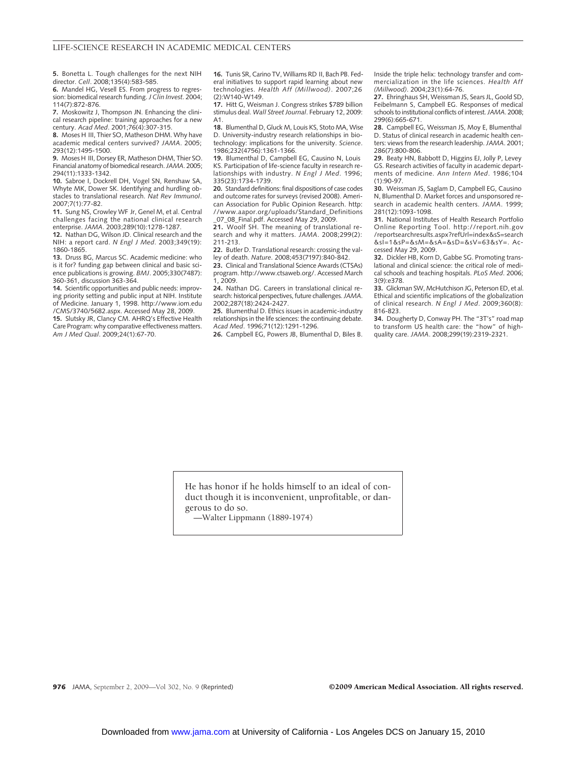5. Bonetta L. Tough challenges for the next NIH director. *Cell*. 2008;135(4):583-585.

6. Mandel HG, Vesell ES. From progress to regression: biomedical research funding. *J Clin Invest*. 2004; 114(7):872-876.

7. Moskowitz J, Thompson JN. Enhancing the clinical research pipeline: training approaches for a new century. *Acad Med*. 2001;76(4):307-315.

8. Moses H III, Thier SO, Matheson DHM. Why have academic medical centers survived? *JAMA*. 2005; 293(12):1495-1500.

9. Moses H III, Dorsey ER, Matheson DHM, Thier SO. Financial anatomy of biomedical research. *JAMA*. 2005; 294(11):1333-1342.

10. Sabroe I, Dockrell DH, Vogel SN, Renshaw SA, Whyte MK, Dower SK. Identifying and hurdling obstacles to translational research. *Nat Rev Immunol*. 2007;7(1):77-82.

11. Sung NS, Crowley WF Jr, Genel M, et al. Central challenges facing the national clinical research enterprise. *JAMA*. 2003;289(10):1278-1287.

12. Nathan DG, Wilson JD. Clinical research and the NIH: a report card. *N Engl J Med*. 2003;349(19): 1860-1865.

13. Druss BG, Marcus SC. Academic medicine: who is it for? funding gap between clinical and basic science publications is growing. *BMJ*. 2005;330(7487): 360-361, discussion 363-364.

14. Scientific opportunities and public needs: improving priority setting and public input at NIH. Institute of Medicine. January 1, 1998. http://www.iom.edu/CMS/3740/5682.aspx. Accessed May 28, 2009.

15. Slutsky JR, Clancy CM. AHRQ's Effective Health Care Program: why comparative effectiveness matters. *Am J Med Qual*. 2009;24(1):67-70.

16. Tunis SR, Carino TV, Williams RD II, Bach PB. Federal initiatives to support rapid learning about new technologies. *Health Aff (Millwood)*. 2007;26 (2):W140-W149.

17. Hitt G, Weisman J. Congress strikes $789 billion stimulus deal. *Wall Street Journal*. February 12, 2009: A1.

18. Blumenthal D, Gluck M, Louis KS, Stoto MA, Wise D. University-industry research relationships in biotechnology: implications for the university. *Science*. 1986;232(4756):1361-1366.

19. Blumenthal D, Campbell EG, Causino N, Louis KS. Participation of life-science faculty in research relationships with industry. *N Engl J Med*. 1996; 335(23):1734-1739.

20. Standard definitions: final dispositions of case codes and outcome rates for surveys (revised 2008). American Association for Public Opinion Research. http://www.aapor.org/uploads/Standard_Definitions_07_08_Final.pdf. Accessed May 29, 2009.

21. Woolf SH. The meaning of translational research and why it matters. *JAMA*. 2008;299(2): 211-213.

22. Butler D. Translational research: crossing the valley of death. *Nature*. 2008;453(7197):840-842.

23. Clinical and Translational Science Awards (CTSAs) program. http://www.ctsaweb.org/. Accessed March 1, 2009.

24. Nathan DG. Careers in translational clinical research: historical perspectives, future challenges. *JAMA*. 2002;287(18):2424-2427.

25. Blumenthal D. Ethics issues in academic-industry relationships in the life sciences: the continuing debate. *Acad Med*. 1996;71(12):1291-1296.

26. Campbell EG, Powers JB, Blumenthal D, Biles B. Inside the triple helix: technology transfer and commercialization in the life sciences. *Health Aff (Millwood)*. 2004;23(1):64-76.

27. Ehringhaus SH, Weissman JS, Sears JL, Goold SD, Feibelmann S, Campbell EG. Responses of medical schools to institutional conflicts of interest. *JAMA*. 2008; 299(6):665-671.

28. Campbell EG, Weissman JS, Moy E, Blumenthal D. Status of clinical research in academic health centers: views from the research leadership. *JAMA*. 2001; 286(7):800-806.

29. Beaty HN, Babbott D, Higgins EJ, Jolly P, Levey GS. Research activities of faculty in academic departments of medicine. *Ann Intern Med*. 1986;104 (1):90-97.

30. Weissman JS, Saglam D, Campbell EG, Causino N, Blumenthal D. Market forces and unsponsored research in academic health centers. *JAMA*. 1999; 281(12):1093-1098.

31. National Institutes of Health Research Portfolio Online Reporting Tool. http://report.nih.gov/reportsearchresults.aspx?refUrl=index&sS=search&sI=1&sP=&sM=&sA=&sD=&sV=63&sY=. Accessed May 29, 2009.

32. Dickler HB, Korn D, Gabbe SG. Promoting translational and clinical science: the critical role of medical schools and teaching hospitals. *PLoS Med*. 2006; 3(9):e378.

33. Glickman SW, McHutchison JG, Peterson ED, et al. Ethical and scientific implications of the globalization of clinical research. *N Engl J Med*. 2009;360(8): 816-823.

34. Dougherty D, Conway PH. The "3T's" road map to transform US health care: the "how" of high-quality care. *JAMA*. 2008;299(19):2319-2321.

> He has honor if he holds himself to an ideal of conduct though it is inconvenient, unprofitable, or dangerous to do so.
>
> —Walter Lippmann (1889-1974)